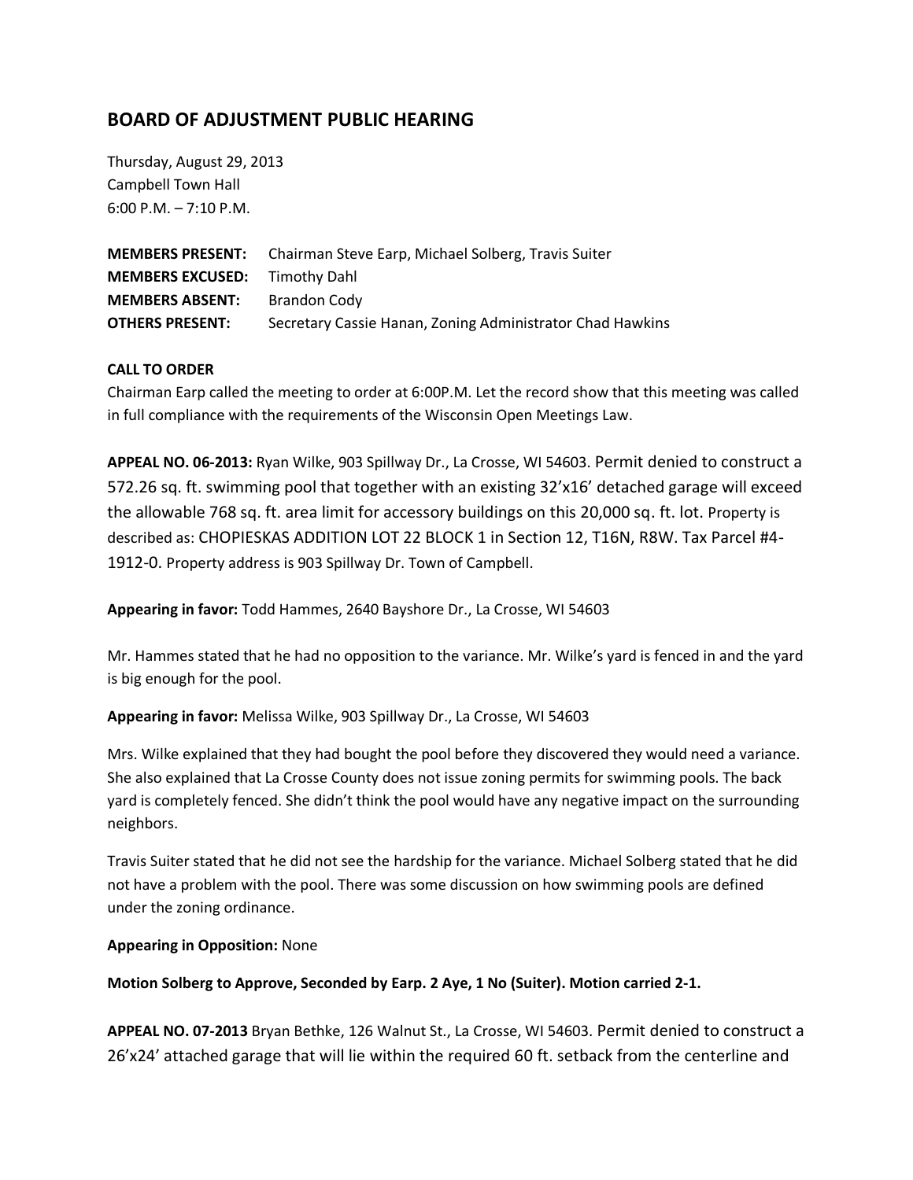# BOARD OF ADJUSTMENT PUBLIC HEARING

Thursday, August 29, 2013
Campbell Town Hall
6:00 P.M. – 7:10 P.M.

**MEMBERS PRESENT:** Chairman Steve Earp, Michael Solberg, Travis Suiter
**MEMBERS EXCUSED:** Timothy Dahl
**MEMBERS ABSENT:** Brandon Cody
**OTHERS PRESENT:** Secretary Cassie Hanan, Zoning Administrator Chad Hawkins

**CALL TO ORDER**
Chairman Earp called the meeting to order at 6:00P.M. Let the record show that this meeting was called in full compliance with the requirements of the Wisconsin Open Meetings Law.

**APPEAL NO. 06-2013:** Ryan Wilke, 903 Spillway Dr., La Crosse, WI 54603. Permit denied to construct a 572.26 sq. ft. swimming pool that together with an existing 32'x16' detached garage will exceed the allowable 768 sq. ft. area limit for accessory buildings on this 20,000 sq. ft. lot. Property is described as: CHOPIESKAS ADDITION LOT 22 BLOCK 1 in Section 12, T16N, R8W. Tax Parcel #4-1912-0. Property address is 903 Spillway Dr. Town of Campbell.

**Appearing in favor:** Todd Hammes, 2640 Bayshore Dr., La Crosse, WI 54603

Mr. Hammes stated that he had no opposition to the variance. Mr. Wilke's yard is fenced in and the yard is big enough for the pool.

**Appearing in favor:** Melissa Wilke, 903 Spillway Dr., La Crosse, WI 54603

Mrs. Wilke explained that they had bought the pool before they discovered they would need a variance. She also explained that La Crosse County does not issue zoning permits for swimming pools. The back yard is completely fenced. She didn't think the pool would have any negative impact on the surrounding neighbors.

Travis Suiter stated that he did not see the hardship for the variance. Michael Solberg stated that he did not have a problem with the pool. There was some discussion on how swimming pools are defined under the zoning ordinance.

**Appearing in Opposition:** None

**Motion Solberg to Approve, Seconded by Earp. 2 Aye, 1 No (Suiter). Motion carried 2-1.**

**APPEAL NO. 07-2013** Bryan Bethke, 126 Walnut St., La Crosse, WI 54603. Permit denied to construct a 26'x24' attached garage that will lie within the required 60 ft. setback from the centerline and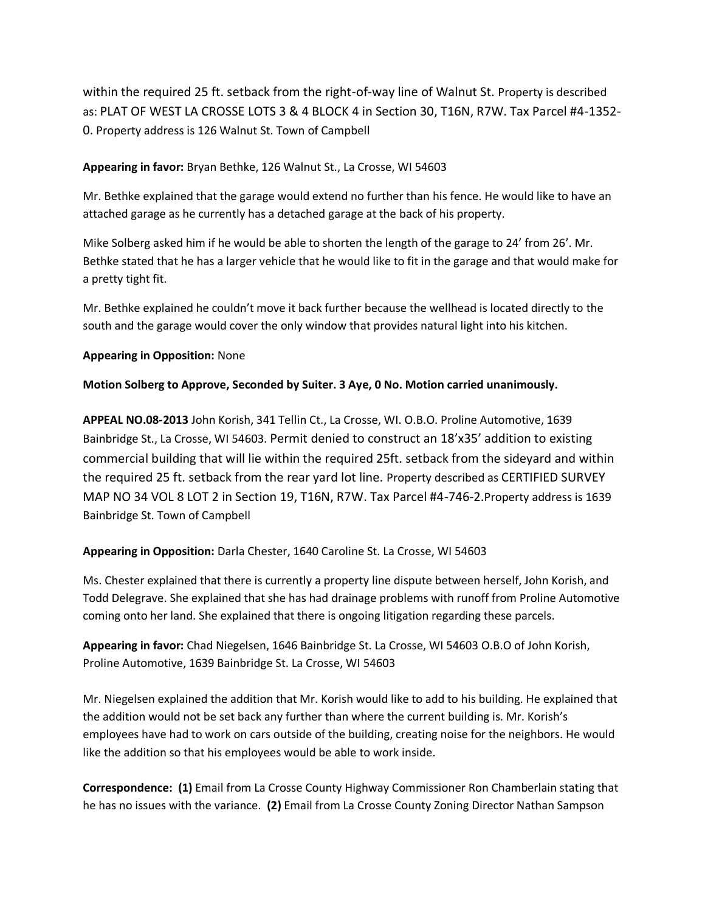within the required 25 ft. setback from the right-of-way line of Walnut St. Property is described as: PLAT OF WEST LA CROSSE LOTS 3 & 4 BLOCK 4 in Section 30, T16N, R7W. Tax Parcel #4-1352-0. Property address is 126 Walnut St. Town of Campbell

**Appearing in favor:** Bryan Bethke, 126 Walnut St., La Crosse, WI 54603

Mr. Bethke explained that the garage would extend no further than his fence. He would like to have an attached garage as he currently has a detached garage at the back of his property.

Mike Solberg asked him if he would be able to shorten the length of the garage to 24' from 26'. Mr. Bethke stated that he has a larger vehicle that he would like to fit in the garage and that would make for a pretty tight fit.

Mr. Bethke explained he couldn't move it back further because the wellhead is located directly to the south and the garage would cover the only window that provides natural light into his kitchen.

**Appearing in Opposition:** None

**Motion Solberg to Approve, Seconded by Suiter. 3 Aye, 0 No. Motion carried unanimously.**

**APPEAL NO.08-2013** John Korish, 341 Tellin Ct., La Crosse, WI. O.B.O. Proline Automotive, 1639 Bainbridge St., La Crosse, WI 54603. Permit denied to construct an 18'x35' addition to existing commercial building that will lie within the required 25ft. setback from the sideyard and within the required 25 ft. setback from the rear yard lot line. Property described as CERTIFIED SURVEY MAP NO 34 VOL 8 LOT 2 in Section 19, T16N, R7W. Tax Parcel #4-746-2.Property address is 1639 Bainbridge St. Town of Campbell

**Appearing in Opposition:** Darla Chester, 1640 Caroline St. La Crosse, WI 54603

Ms. Chester explained that there is currently a property line dispute between herself, John Korish, and Todd Delegrave. She explained that she has had drainage problems with runoff from Proline Automotive coming onto her land. She explained that there is ongoing litigation regarding these parcels.

**Appearing in favor:** Chad Niegelsen, 1646 Bainbridge St. La Crosse, WI 54603 O.B.O of John Korish, Proline Automotive, 1639 Bainbridge St. La Crosse, WI 54603

Mr. Niegelsen explained the addition that Mr. Korish would like to add to his building. He explained that the addition would not be set back any further than where the current building is. Mr. Korish's employees have had to work on cars outside of the building, creating noise for the neighbors. He would like the addition so that his employees would be able to work inside.

**Correspondence: (1)** Email from La Crosse County Highway Commissioner Ron Chamberlain stating that he has no issues with the variance. **(2)** Email from La Crosse County Zoning Director Nathan Sampson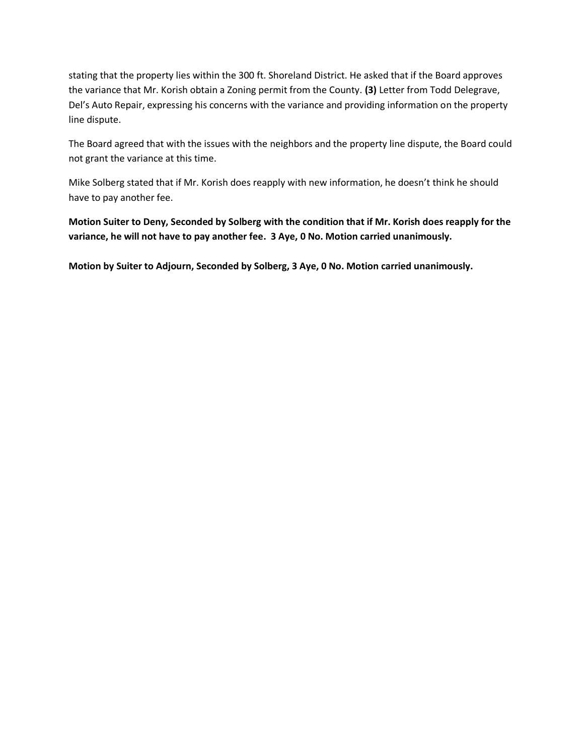stating that the property lies within the 300 ft. Shoreland District. He asked that if the Board approves the variance that Mr. Korish obtain a Zoning permit from the County. **(3)** Letter from Todd Delegrave, Del's Auto Repair, expressing his concerns with the variance and providing information on the property line dispute.

The Board agreed that with the issues with the neighbors and the property line dispute, the Board could not grant the variance at this time.

Mike Solberg stated that if Mr. Korish does reapply with new information, he doesn't think he should have to pay another fee.

**Motion Suiter to Deny, Seconded by Solberg with the condition that if Mr. Korish does reapply for the variance, he will not have to pay another fee. 3 Aye, 0 No. Motion carried unanimously.**

**Motion by Suiter to Adjourn, Seconded by Solberg, 3 Aye, 0 No. Motion carried unanimously.**